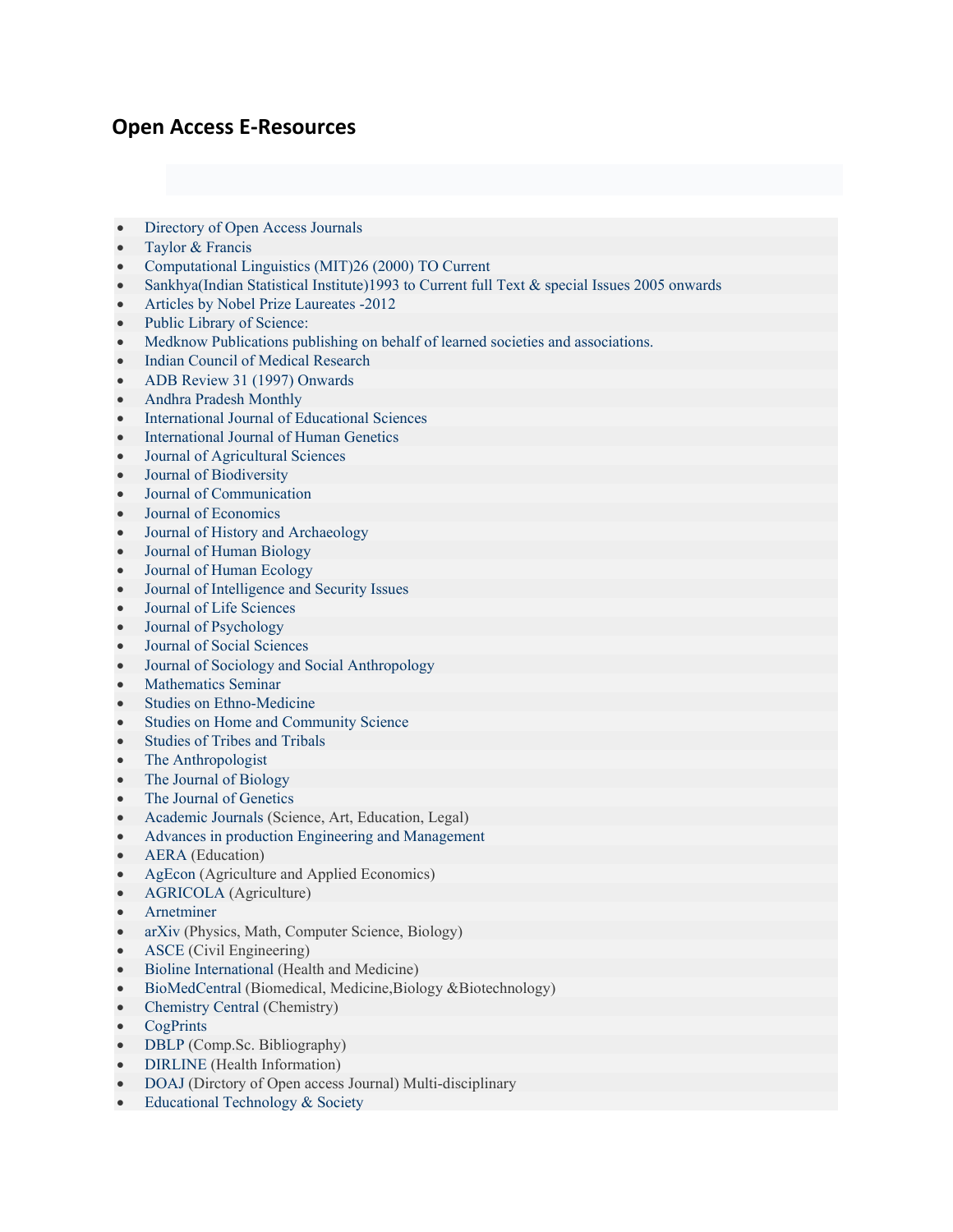# Open Access E-Resources

- Directory of Open Access Journals
- Taylor & Francis
- Computational Linguistics (MIT)26 (2000) TO Current
- Sankhya(Indian Statistical Institute)1993 to Current full Text & special Issues 2005 onwards
- Articles by Nobel Prize Laureates -2012
- Public Library of Science:
- Medknow Publications publishing on behalf of learned societies and associations.
- Indian Council of Medical Research
- ADB Review 31 (1997) Onwards
- Andhra Pradesh Monthly
- International Journal of Educational Sciences
- International Journal of Human Genetics
- Journal of Agricultural Sciences
- Journal of Biodiversity
- Journal of Communication
- Journal of Economics
- Journal of History and Archaeology
- Journal of Human Biology
- Journal of Human Ecology
- Journal of Intelligence and Security Issues
- Journal of Life Sciences
- Journal of Psychology
- Journal of Social Sciences
- Journal of Sociology and Social Anthropology
- Mathematics Seminar
- Studies on Ethno-Medicine
- Studies on Home and Community Science
- Studies of Tribes and Tribals
- The Anthropologist
- The Journal of Biology
- The Journal of Genetics
- Academic Journals (Science, Art, Education, Legal)
- Advances in production Engineering and Management
- AERA (Education)
- AgEcon (Agriculture and Applied Economics)
- AGRICOLA (Agriculture)
- Arnetminer
- arXiv (Physics, Math, Computer Science, Biology)
- ASCE (Civil Engineering)
- Bioline International (Health and Medicine)
- BioMedCentral (Biomedical, Medicine,Biology &Biotechnology)
- Chemistry Central (Chemistry)
- CogPrints
- DBLP (Comp.Sc. Bibliography)
- DIRLINE (Health Information)
- DOAJ (Dirctory of Open access Journal) Multi-disciplinary
- Educational Technology & Society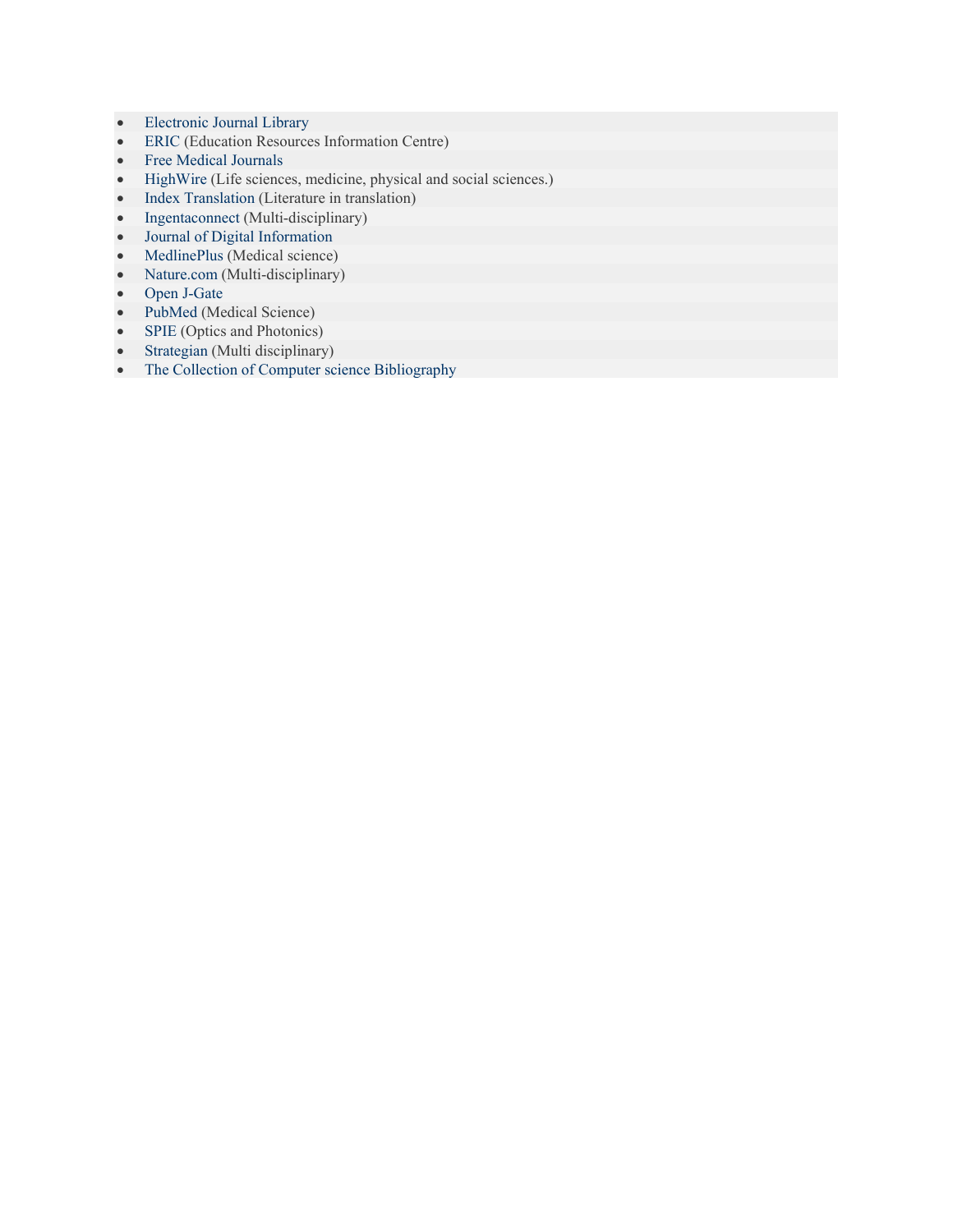- Electronic Journal Library
- ERIC (Education Resources Information Centre)
- Free Medical Journals
- HighWire (Life sciences, medicine, physical and social sciences.)
- Index Translation (Literature in translation)
- Ingentaconnect (Multi-disciplinary)
- Journal of Digital Information
- MedlinePlus (Medical science)
- Nature.com (Multi-disciplinary)
- Open J-Gate
- PubMed (Medical Science)
- SPIE (Optics and Photonics)
- Strategian (Multi disciplinary)
- The Collection of Computer science Bibliography